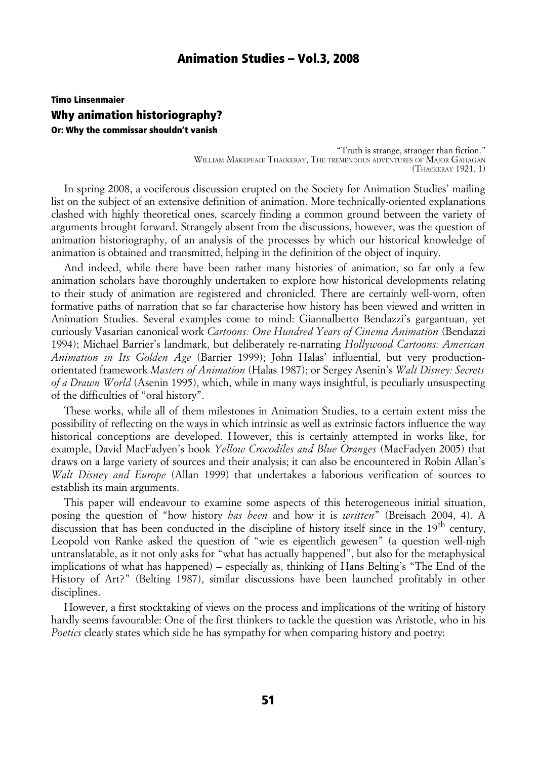**Timo Linsenmaier**

# Why animation historiography?

## Or: Why the commissar shouldn't vanish

> "Truth is strange, stranger than fiction."
> WILLIAM MAKEPEACE THACKERAY, THE TREMENDOUS ADVENTURES OF MAJOR GAHAGAN
> (THACKERAY 1921, 1)

In spring 2008, a vociferous discussion erupted on the Society for Animation Studies' mailing list on the subject of an extensive definition of animation. More technically-oriented explanations clashed with highly theoretical ones, scarcely finding a common ground between the variety of arguments brought forward. Strangely absent from the discussions, however, was the question of animation historiography, of an analysis of the processes by which our historical knowledge of animation is obtained and transmitted, helping in the definition of the object of inquiry.

And indeed, while there have been rather many histories of animation, so far only a few animation scholars have thoroughly undertaken to explore how historical developments relating to their study of animation are registered and chronicled. There are certainly well-worn, often formative paths of narration that so far characterise how history has been viewed and written in Animation Studies. Several examples come to mind: Giannalberto Bendazzi's gargantuan, yet curiously Vasarian canonical work *Cartoons: One Hundred Years of Cinema Animation* (Bendazzi 1994); Michael Barrier's landmark, but deliberately re-narrating *Hollywood Cartoons: American Animation in Its Golden Age* (Barrier 1999); John Halas' influential, but very production-orientated framework *Masters of Animation* (Halas 1987); or Sergey Asenin's *Walt Disney: Secrets of a Drawn World* (Asenin 1995), which, while in many ways insightful, is peculiarly unsuspecting of the difficulties of "oral history".

These works, while all of them milestones in Animation Studies, to a certain extent miss the possibility of reflecting on the ways in which intrinsic as well as extrinsic factors influence the way historical conceptions are developed. However, this is certainly attempted in works like, for example, David MacFadyen's book *Yellow Crocodiles and Blue Oranges* (MacFadyen 2005) that draws on a large variety of sources and their analysis; it can also be encountered in Robin Allan's *Walt Disney and Europe* (Allan 1999) that undertakes a laborious verification of sources to establish its main arguments.

This paper will endeavour to examine some aspects of this heterogeneous initial situation, posing the question of "how history *has been* and how it is *written*" (Breisach 2004, 4). A discussion that has been conducted in the discipline of history itself since in the 19th century, Leopold von Ranke asked the question of "wie es eigentlich gewesen" (a question well-nigh untranslatable, as it not only asks for "what has actually happened", but also for the metaphysical implications of what has happened) – especially as, thinking of Hans Belting's "The End of the History of Art?" (Belting 1987), similar discussions have been launched profitably in other disciplines.

However, a first stocktaking of views on the process and implications of the writing of history hardly seems favourable: One of the first thinkers to tackle the question was Aristotle, who in his *Poetics* clearly states which side he has sympathy for when comparing history and poetry: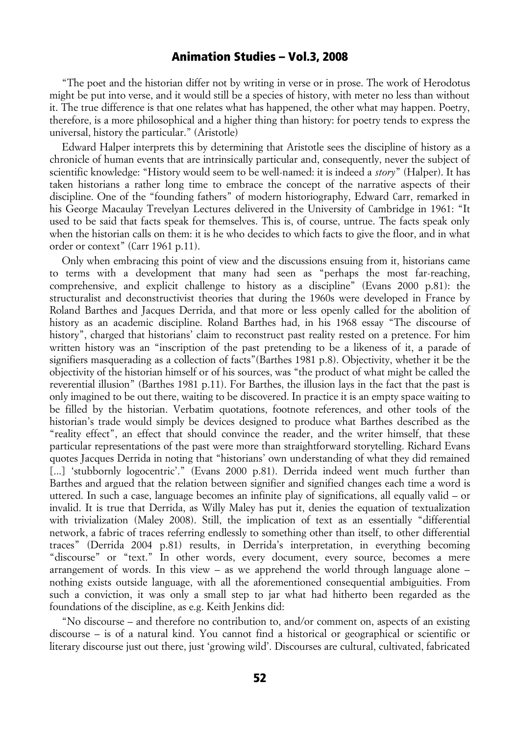"The poet and the historian differ not by writing in verse or in prose. The work of Herodotus might be put into verse, and it would still be a species of history, with meter no less than without it. The true difference is that one relates what has happened, the other what may happen. Poetry, therefore, is a more philosophical and a higher thing than history: for poetry tends to express the universal, history the particular." (Aristotle)

Edward Halper interprets this by determining that Aristotle sees the discipline of history as a chronicle of human events that are intrinsically particular and, consequently, never the subject of scientific knowledge: "History would seem to be well-named: it is indeed a *story*" (Halper). It has taken historians a rather long time to embrace the concept of the narrative aspects of their discipline. One of the "founding fathers" of modern historiography, Edward Carr, remarked in his George Macaulay Trevelyan Lectures delivered in the University of Cambridge in 1961: "It used to be said that facts speak for themselves. This is, of course, untrue. The facts speak only when the historian calls on them: it is he who decides to which facts to give the floor, and in what order or context" (Carr 1961 p.11).

Only when embracing this point of view and the discussions ensuing from it, historians came to terms with a development that many had seen as "perhaps the most far-reaching, comprehensive, and explicit challenge to history as a discipline" (Evans 2000 p.81): the structuralist and deconstructivist theories that during the 1960s were developed in France by Roland Barthes and Jacques Derrida, and that more or less openly called for the abolition of history as an academic discipline. Roland Barthes had, in his 1968 essay "The discourse of history", charged that historians' claim to reconstruct past reality rested on a pretence. For him written history was an "inscription of the past pretending to be a likeness of it, a parade of signifiers masquerading as a collection of facts"(Barthes 1981 p.8). Objectivity, whether it be the objectivity of the historian himself or of his sources, was "the product of what might be called the reverential illusion" (Barthes 1981 p.11). For Barthes, the illusion lays in the fact that the past is only imagined to be out there, waiting to be discovered. In practice it is an empty space waiting to be filled by the historian. Verbatim quotations, footnote references, and other tools of the historian's trade would simply be devices designed to produce what Barthes described as the "reality effect", an effect that should convince the reader, and the writer himself, that these particular representations of the past were more than straightforward storytelling. Richard Evans quotes Jacques Derrida in noting that "historians' own understanding of what they did remained [...] 'stubbornly logocentric'." (Evans 2000 p.81). Derrida indeed went much further than Barthes and argued that the relation between signifier and signified changes each time a word is uttered. In such a case, language becomes an infinite play of significations, all equally valid – or invalid. It is true that Derrida, as Willy Maley has put it, denies the equation of textualization with trivialization (Maley 2008). Still, the implication of text as an essentially "differential network, a fabric of traces referring endlessly to something other than itself, to other differential traces" (Derrida 2004 p.81) results, in Derrida's interpretation, in everything becoming "discourse" or "text." In other words, every document, every source, becomes a mere arrangement of words. In this view – as we apprehend the world through language alone – nothing exists outside language, with all the aforementioned consequential ambiguities. From such a conviction, it was only a small step to jar what had hitherto been regarded as the foundations of the discipline, as e.g. Keith Jenkins did:

"No discourse – and therefore no contribution to, and/or comment on, aspects of an existing discourse – is of a natural kind. You cannot find a historical or geographical or scientific or literary discourse just out there, just 'growing wild'. Discourses are cultural, cultivated, fabricated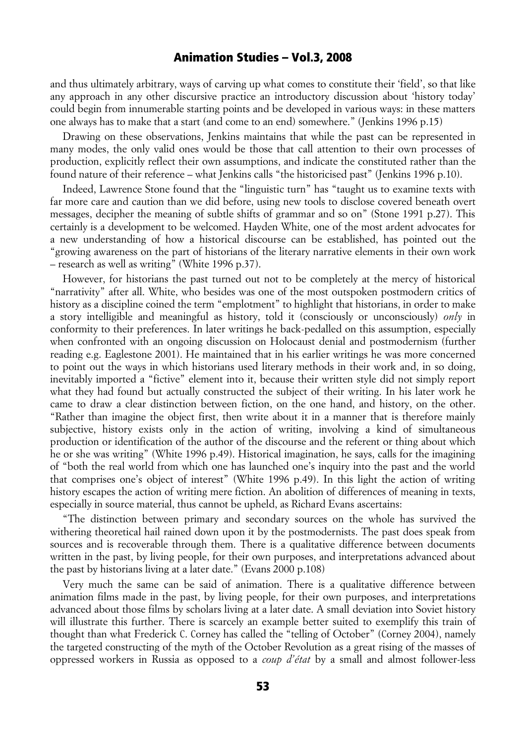and thus ultimately arbitrary, ways of carving up what comes to constitute their 'field', so that like any approach in any other discursive practice an introductory discussion about 'history today' could begin from innumerable starting points and be developed in various ways: in these matters one always has to make that a start (and come to an end) somewhere." (Jenkins 1996 p.15)

Drawing on these observations, Jenkins maintains that while the past can be represented in many modes, the only valid ones would be those that call attention to their own processes of production, explicitly reflect their own assumptions, and indicate the constituted rather than the found nature of their reference – what Jenkins calls "the historicised past" (Jenkins 1996 p.10).

Indeed, Lawrence Stone found that the "linguistic turn" has "taught us to examine texts with far more care and caution than we did before, using new tools to disclose covered beneath overt messages, decipher the meaning of subtle shifts of grammar and so on" (Stone 1991 p.27). This certainly is a development to be welcomed. Hayden White, one of the most ardent advocates for a new understanding of how a historical discourse can be established, has pointed out the "growing awareness on the part of historians of the literary narrative elements in their own work – research as well as writing" (White 1996 p.37).

However, for historians the past turned out not to be completely at the mercy of historical "narrativity" after all. White, who besides was one of the most outspoken postmodern critics of history as a discipline coined the term "emplotment" to highlight that historians, in order to make a story intelligible and meaningful as history, told it (consciously or unconsciously) *only* in conformity to their preferences. In later writings he back-pedalled on this assumption, especially when confronted with an ongoing discussion on Holocaust denial and postmodernism (further reading e.g. Eaglestone 2001). He maintained that in his earlier writings he was more concerned to point out the ways in which historians used literary methods in their work and, in so doing, inevitably imported a "fictive" element into it, because their written style did not simply report what they had found but actually constructed the subject of their writing. In his later work he came to draw a clear distinction between fiction, on the one hand, and history, on the other. "Rather than imagine the object first, then write about it in a manner that is therefore mainly subjective, history exists only in the action of writing, involving a kind of simultaneous production or identification of the author of the discourse and the referent or thing about which he or she was writing" (White 1996 p.49). Historical imagination, he says, calls for the imagining of "both the real world from which one has launched one's inquiry into the past and the world that comprises one's object of interest" (White 1996 p.49). In this light the action of writing history escapes the action of writing mere fiction. An abolition of differences of meaning in texts, especially in source material, thus cannot be upheld, as Richard Evans ascertains:

"The distinction between primary and secondary sources on the whole has survived the withering theoretical hail rained down upon it by the postmodernists. The past does speak from sources and is recoverable through them. There is a qualitative difference between documents written in the past, by living people, for their own purposes, and interpretations advanced about the past by historians living at a later date." (Evans 2000 p.108)

Very much the same can be said of animation. There is a qualitative difference between animation films made in the past, by living people, for their own purposes, and interpretations advanced about those films by scholars living at a later date. A small deviation into Soviet history will illustrate this further. There is scarcely an example better suited to exemplify this train of thought than what Frederick C. Corney has called the "telling of October" (Corney 2004), namely the targeted constructing of the myth of the October Revolution as a great rising of the masses of oppressed workers in Russia as opposed to a *coup d'état* by a small and almost follower-less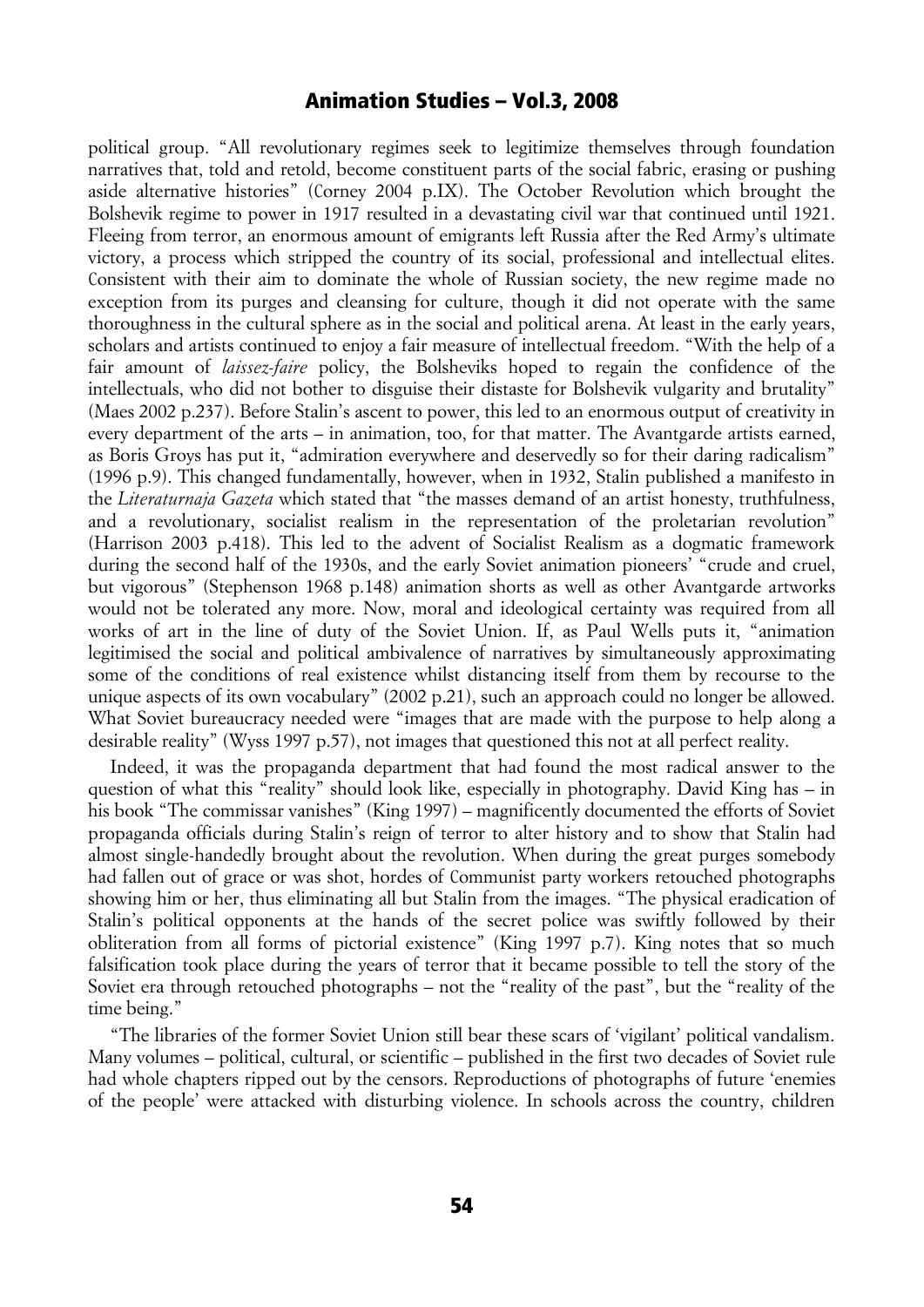political group. "All revolutionary regimes seek to legitimize themselves through foundation narratives that, told and retold, become constituent parts of the social fabric, erasing or pushing aside alternative histories" (Corney 2004 p.IX). The October Revolution which brought the Bolshevik regime to power in 1917 resulted in a devastating civil war that continued until 1921. Fleeing from terror, an enormous amount of emigrants left Russia after the Red Army's ultimate victory, a process which stripped the country of its social, professional and intellectual elites. Consistent with their aim to dominate the whole of Russian society, the new regime made no exception from its purges and cleansing for culture, though it did not operate with the same thoroughness in the cultural sphere as in the social and political arena. At least in the early years, scholars and artists continued to enjoy a fair measure of intellectual freedom. "With the help of a fair amount of *laissez-faire* policy, the Bolsheviks hoped to regain the confidence of the intellectuals, who did not bother to disguise their distaste for Bolshevik vulgarity and brutality" (Maes 2002 p.237). Before Stalin's ascent to power, this led to an enormous output of creativity in every department of the arts – in animation, too, for that matter. The Avantgarde artists earned, as Boris Groys has put it, "admiration everywhere and deservedly so for their daring radicalism" (1996 p.9). This changed fundamentally, however, when in 1932, Stalin published a manifesto in the *Literaturnaja Gazeta* which stated that "the masses demand of an artist honesty, truthfulness, and a revolutionary, socialist realism in the representation of the proletarian revolution" (Harrison 2003 p.418). This led to the advent of Socialist Realism as a dogmatic framework during the second half of the 1930s, and the early Soviet animation pioneers' "crude and cruel, but vigorous" (Stephenson 1968 p.148) animation shorts as well as other Avantgarde artworks would not be tolerated any more. Now, moral and ideological certainty was required from all works of art in the line of duty of the Soviet Union. If, as Paul Wells puts it, "animation legitimised the social and political ambivalence of narratives by simultaneously approximating some of the conditions of real existence whilst distancing itself from them by recourse to the unique aspects of its own vocabulary" (2002 p.21), such an approach could no longer be allowed. What Soviet bureaucracy needed were "images that are made with the purpose to help along a desirable reality" (Wyss 1997 p.57), not images that questioned this not at all perfect reality.

Indeed, it was the propaganda department that had found the most radical answer to the question of what this "reality" should look like, especially in photography. David King has – in his book "The commissar vanishes" (King 1997) – magnificently documented the efforts of Soviet propaganda officials during Stalin's reign of terror to alter history and to show that Stalin had almost single-handedly brought about the revolution. When during the great purges somebody had fallen out of grace or was shot, hordes of Communist party workers retouched photographs showing him or her, thus eliminating all but Stalin from the images. "The physical eradication of Stalin's political opponents at the hands of the secret police was swiftly followed by their obliteration from all forms of pictorial existence" (King 1997 p.7). King notes that so much falsification took place during the years of terror that it became possible to tell the story of the Soviet era through retouched photographs – not the "reality of the past", but the "reality of the time being."

"The libraries of the former Soviet Union still bear these scars of 'vigilant' political vandalism. Many volumes – political, cultural, or scientific – published in the first two decades of Soviet rule had whole chapters ripped out by the censors. Reproductions of photographs of future 'enemies of the people' were attacked with disturbing violence. In schools across the country, children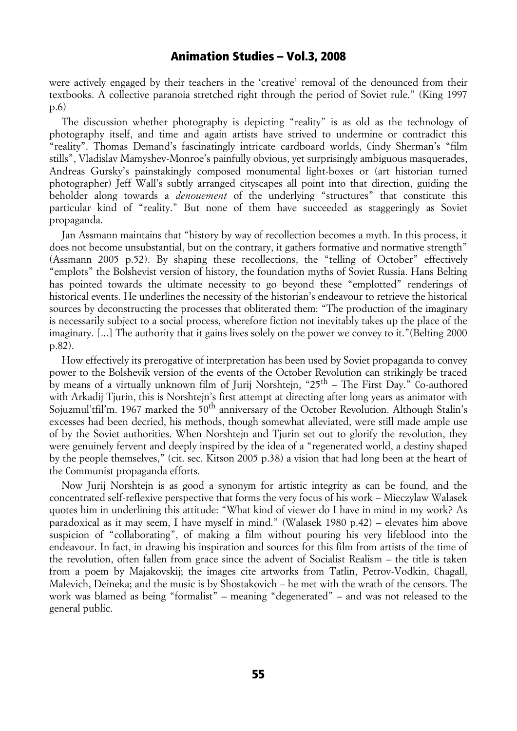were actively engaged by their teachers in the 'creative' removal of the denounced from their textbooks. A collective paranoia stretched right through the period of Soviet rule." (King 1997 p.6)

The discussion whether photography is depicting "reality" is as old as the technology of photography itself, and time and again artists have strived to undermine or contradict this "reality". Thomas Demand's fascinatingly intricate cardboard worlds, Cindy Sherman's "film stills", Vladislav Mamyshev-Monroe's painfully obvious, yet surprisingly ambiguous masquerades, Andreas Gursky's painstakingly composed monumental light-boxes or (art historian turned photographer) Jeff Wall's subtly arranged cityscapes all point into that direction, guiding the beholder along towards a *denouement* of the underlying "structures" that constitute this particular kind of "reality." But none of them have succeeded as staggeringly as Soviet propaganda.

Jan Assmann maintains that "history by way of recollection becomes a myth. In this process, it does not become unsubstantial, but on the contrary, it gathers formative and normative strength" (Assmann 2005 p.52). By shaping these recollections, the "telling of October" effectively "emplots" the Bolshevist version of history, the foundation myths of Soviet Russia. Hans Belting has pointed towards the ultimate necessity to go beyond these "emplotted" renderings of historical events. He underlines the necessity of the historian's endeavour to retrieve the historical sources by deconstructing the processes that obliterated them: "The production of the imaginary is necessarily subject to a social process, wherefore fiction not inevitably takes up the place of the imaginary. [...] The authority that it gains lives solely on the power we convey to it."(Belting 2000 p.82).

How effectively its prerogative of interpretation has been used by Soviet propaganda to convey power to the Bolshevik version of the events of the October Revolution can strikingly be traced by means of a virtually unknown film of Jurij Norshtejn, "25th – The First Day." Co-authored with Arkadij Tjurin, this is Norshtejn's first attempt at directing after long years as animator with Sojuzmul'tfil'm. 1967 marked the 50th anniversary of the October Revolution. Although Stalin's excesses had been decried, his methods, though somewhat alleviated, were still made ample use of by the Soviet authorities. When Norshtejn and Tjurin set out to glorify the revolution, they were genuinely fervent and deeply inspired by the idea of a "regenerated world, a destiny shaped by the people themselves," (cit. sec. Kitson 2005 p.38) a vision that had long been at the heart of the Communist propaganda efforts.

Now Jurij Norshtejn is as good a synonym for artistic integrity as can be found, and the concentrated self-reflexive perspective that forms the very focus of his work – Mieczylaw Walasek quotes him in underlining this attitude: "What kind of viewer do I have in mind in my work? As paradoxical as it may seem, I have myself in mind." (Walasek 1980 p.42) – elevates him above suspicion of "collaborating", of making a film without pouring his very lifeblood into the endeavour. In fact, in drawing his inspiration and sources for this film from artists of the time of the revolution, often fallen from grace since the advent of Socialist Realism – the title is taken from a poem by Majakovskij; the images cite artworks from Tatlin, Petrov-Vodkin, Chagall, Malevich, Deineka; and the music is by Shostakovich – he met with the wrath of the censors. The work was blamed as being "formalist" – meaning "degenerated" – and was not released to the general public.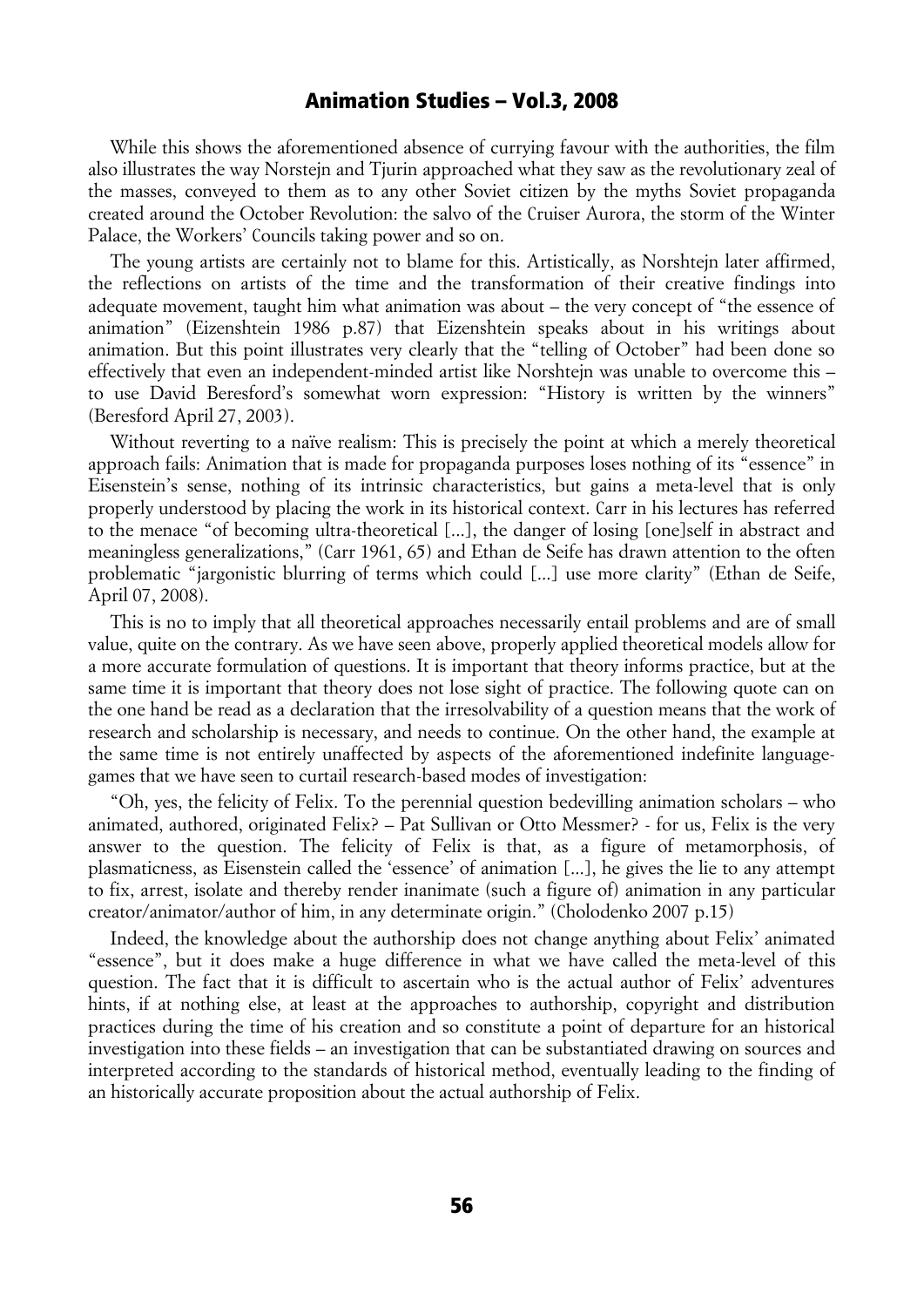While this shows the aforementioned absence of currying favour with the authorities, the film also illustrates the way Norstejn and Tjurin approached what they saw as the revolutionary zeal of the masses, conveyed to them as to any other Soviet citizen by the myths Soviet propaganda created around the October Revolution: the salvo of the Cruiser Aurora, the storm of the Winter Palace, the Workers' Councils taking power and so on.

The young artists are certainly not to blame for this. Artistically, as Norshtejn later affirmed, the reflections on artists of the time and the transformation of their creative findings into adequate movement, taught him what animation was about – the very concept of "the essence of animation" (Eizenshtein 1986 p.87) that Eizenshtein speaks about in his writings about animation. But this point illustrates very clearly that the "telling of October" had been done so effectively that even an independent-minded artist like Norshtejn was unable to overcome this – to use David Beresford's somewhat worn expression: "History is written by the winners" (Beresford April 27, 2003).

Without reverting to a naïve realism: This is precisely the point at which a merely theoretical approach fails: Animation that is made for propaganda purposes loses nothing of its "essence" in Eisenstein's sense, nothing of its intrinsic characteristics, but gains a meta-level that is only properly understood by placing the work in its historical context. Carr in his lectures has referred to the menace "of becoming ultra-theoretical [...], the danger of losing [one]self in abstract and meaningless generalizations," (Carr 1961, 65) and Ethan de Seife has drawn attention to the often problematic "jargonistic blurring of terms which could [...] use more clarity" (Ethan de Seife, April 07, 2008).

This is no to imply that all theoretical approaches necessarily entail problems and are of small value, quite on the contrary. As we have seen above, properly applied theoretical models allow for a more accurate formulation of questions. It is important that theory informs practice, but at the same time it is important that theory does not lose sight of practice. The following quote can on the one hand be read as a declaration that the irresolvability of a question means that the work of research and scholarship is necessary, and needs to continue. On the other hand, the example at the same time is not entirely unaffected by aspects of the aforementioned indefinite language-games that we have seen to curtail research-based modes of investigation:

"Oh, yes, the felicity of Felix. To the perennial question bedevilling animation scholars – who animated, authored, originated Felix? – Pat Sullivan or Otto Messmer? - for us, Felix is the very answer to the question. The felicity of Felix is that, as a figure of metamorphosis, of plasmaticness, as Eisenstein called the 'essence' of animation [...], he gives the lie to any attempt to fix, arrest, isolate and thereby render inanimate (such a figure of) animation in any particular creator/animator/author of him, in any determinate origin." (Cholodenko 2007 p.15)

Indeed, the knowledge about the authorship does not change anything about Felix' animated "essence", but it does make a huge difference in what we have called the meta-level of this question. The fact that it is difficult to ascertain who is the actual author of Felix' adventures hints, if at nothing else, at least at the approaches to authorship, copyright and distribution practices during the time of his creation and so constitute a point of departure for an historical investigation into these fields – an investigation that can be substantiated drawing on sources and interpreted according to the standards of historical method, eventually leading to the finding of an historically accurate proposition about the actual authorship of Felix.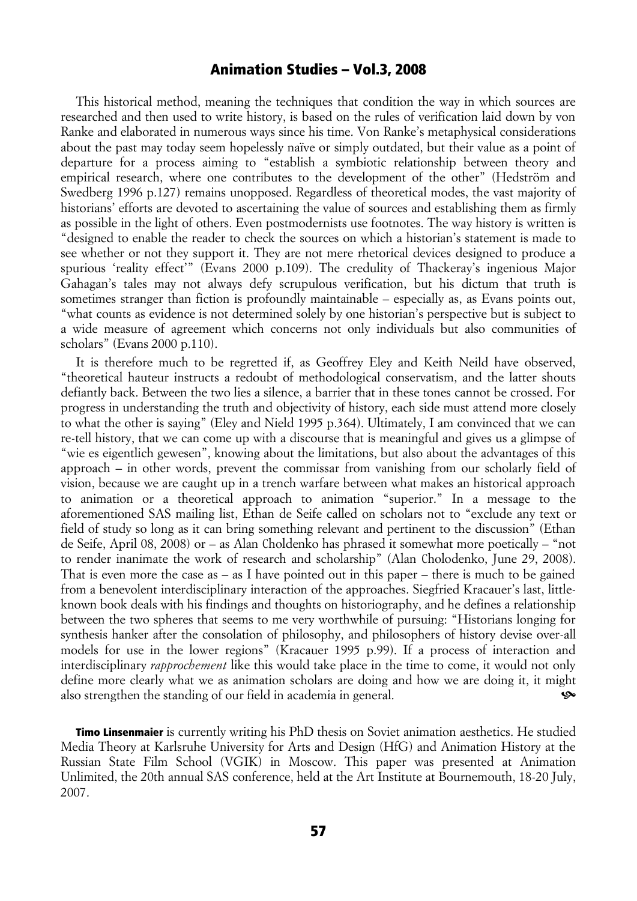This historical method, meaning the techniques that condition the way in which sources are researched and then used to write history, is based on the rules of verification laid down by von Ranke and elaborated in numerous ways since his time. Von Ranke's metaphysical considerations about the past may today seem hopelessly naïve or simply outdated, but their value as a point of departure for a process aiming to "establish a symbiotic relationship between theory and empirical research, where one contributes to the development of the other" (Hedström and Swedberg 1996 p.127) remains unopposed. Regardless of theoretical modes, the vast majority of historians' efforts are devoted to ascertaining the value of sources and establishing them as firmly as possible in the light of others. Even postmodernists use footnotes. The way history is written is "designed to enable the reader to check the sources on which a historian's statement is made to see whether or not they support it. They are not mere rhetorical devices designed to produce a spurious 'reality effect'" (Evans 2000 p.109). The credulity of Thackeray's ingenious Major Gahagan's tales may not always defy scrupulous verification, but his dictum that truth is sometimes stranger than fiction is profoundly maintainable – especially as, as Evans points out, "what counts as evidence is not determined solely by one historian's perspective but is subject to a wide measure of agreement which concerns not only individuals but also communities of scholars" (Evans 2000 p.110).

It is therefore much to be regretted if, as Geoffrey Eley and Keith Neild have observed, "theoretical hauteur instructs a redoubt of methodological conservatism, and the latter shouts defiantly back. Between the two lies a silence, a barrier that in these tones cannot be crossed. For progress in understanding the truth and objectivity of history, each side must attend more closely to what the other is saying" (Eley and Nield 1995 p.364). Ultimately, I am convinced that we can re-tell history, that we can come up with a discourse that is meaningful and gives us a glimpse of "wie es eigentlich gewesen", knowing about the limitations, but also about the advantages of this approach – in other words, prevent the commissar from vanishing from our scholarly field of vision, because we are caught up in a trench warfare between what makes an historical approach to animation or a theoretical approach to animation "superior." In a message to the aforementioned SAS mailing list, Ethan de Seife called on scholars not to "exclude any text or field of study so long as it can bring something relevant and pertinent to the discussion" (Ethan de Seife, April 08, 2008) or – as Alan Choldenko has phrased it somewhat more poetically – "not to render inanimate the work of research and scholarship" (Alan Cholodenko, June 29, 2008). That is even more the case as – as I have pointed out in this paper – there is much to be gained from a benevolent interdisciplinary interaction of the approaches. Siegfried Kracauer's last, little-known book deals with his findings and thoughts on historiography, and he defines a relationship between the two spheres that seems to me very worthwhile of pursuing: "Historians longing for synthesis hanker after the consolation of philosophy, and philosophers of history devise over-all models for use in the lower regions" (Kracauer 1995 p.99). If a process of interaction and interdisciplinary *rapprochement* like this would take place in the time to come, it would not only define more clearly what we as animation scholars are doing and how we are doing it, it might also strengthen the standing of our field in academia in general.

**Timo Linsenmaier** is currently writing his PhD thesis on Soviet animation aesthetics. He studied Media Theory at Karlsruhe University for Arts and Design (HfG) and Animation History at the Russian State Film School (VGIK) in Moscow. This paper was presented at Animation Unlimited, the 20th annual SAS conference, held at the Art Institute at Bournemouth, 18-20 July, 2007.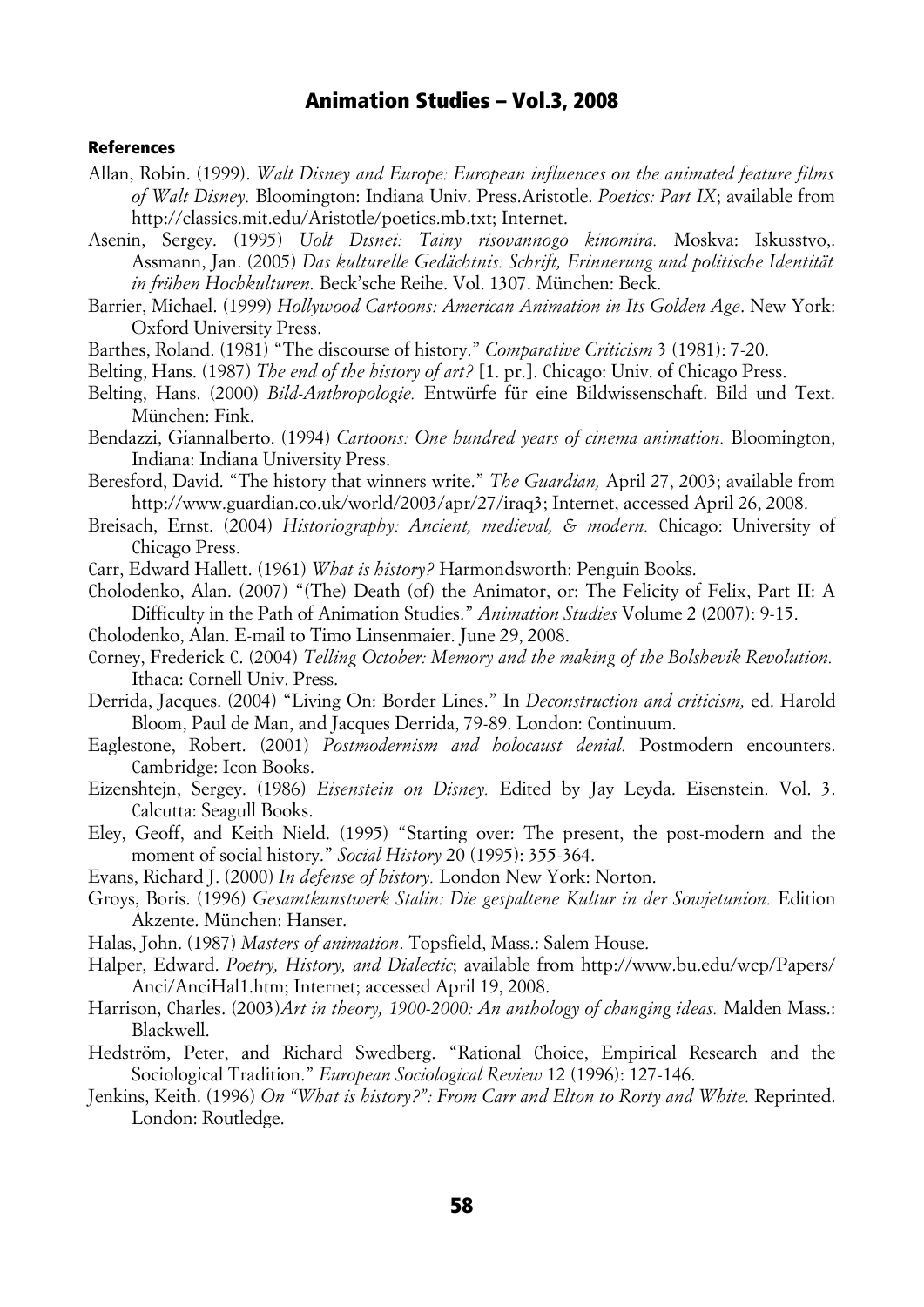#### References

Allan, Robin. (1999). *Walt Disney and Europe: European influences on the animated feature films of Walt Disney.* Bloomington: Indiana Univ. Press.Aristotle. *Poetics: Part IX*; available from http://classics.mit.edu/Aristotle/poetics.mb.txt; Internet.

Asenin, Sergey. (1995) *Uolt Disnei: Tainy risovannogo kinomira.* Moskva: Iskusstvo,. Assmann, Jan. (2005) *Das kulturelle Gedächtnis: Schrift, Erinnerung und politische Identität in frühen Hochkulturen.* Beck'sche Reihe. Vol. 1307. München: Beck.

Barrier, Michael. (1999) *Hollywood Cartoons: American Animation in Its Golden Age*. New York: Oxford University Press.

Barthes, Roland. (1981) "The discourse of history." *Comparative Criticism* 3 (1981): 7-20.

Belting, Hans. (1987) *The end of the history of art?* [1. pr.]. Chicago: Univ. of Chicago Press.

Belting, Hans. (2000) *Bild-Anthropologie.* Entwürfe für eine Bildwissenschaft. Bild und Text. München: Fink.

Bendazzi, Giannalberto. (1994) *Cartoons: One hundred years of cinema animation.* Bloomington, Indiana: Indiana University Press.

Beresford, David. "The history that winners write." *The Guardian,* April 27, 2003; available from http://www.guardian.co.uk/world/2003/apr/27/iraq3; Internet, accessed April 26, 2008.

Breisach, Ernst. (2004) *Historiography: Ancient, medieval, & modern.* Chicago: University of Chicago Press.

Carr, Edward Hallett. (1961) *What is history?* Harmondsworth: Penguin Books.

Cholodenko, Alan. (2007) "(The) Death (of) the Animator, or: The Felicity of Felix, Part II: A Difficulty in the Path of Animation Studies." *Animation Studies* Volume 2 (2007): 9-15.

Cholodenko, Alan. E-mail to Timo Linsenmaier. June 29, 2008.

Corney, Frederick C. (2004) *Telling October: Memory and the making of the Bolshevik Revolution.* Ithaca: Cornell Univ. Press.

Derrida, Jacques. (2004) "Living On: Border Lines." In *Deconstruction and criticism,* ed. Harold Bloom, Paul de Man, and Jacques Derrida, 79-89. London: Continuum.

Eaglestone, Robert. (2001) *Postmodernism and holocaust denial.* Postmodern encounters. Cambridge: Icon Books.

Eizenshtejn, Sergey. (1986) *Eisenstein on Disney.* Edited by Jay Leyda. Eisenstein. Vol. 3. Calcutta: Seagull Books.

Eley, Geoff, and Keith Nield. (1995) "Starting over: The present, the post-modern and the moment of social history." *Social History* 20 (1995): 355-364.

Evans, Richard J. (2000) *In defense of history.* London New York: Norton.

Groys, Boris. (1996) *Gesamtkunstwerk Stalin: Die gespaltene Kultur in der Sowjetunion.* Edition Akzente. München: Hanser.

Halas, John. (1987) *Masters of animation*. Topsfield, Mass.: Salem House.

Halper, Edward. *Poetry, History, and Dialectic*; available from http://www.bu.edu/wcp/Papers/Anci/AnciHal1.htm; Internet; accessed April 19, 2008.

Harrison, Charles. (2003)*Art in theory, 1900-2000: An anthology of changing ideas.* Malden Mass.: Blackwell.

Hedström, Peter, and Richard Swedberg. "Rational Choice, Empirical Research and the Sociological Tradition." *European Sociological Review* 12 (1996): 127-146.

Jenkins, Keith. (1996) *On "What is history?": From Carr and Elton to Rorty and White.* Reprinted. London: Routledge.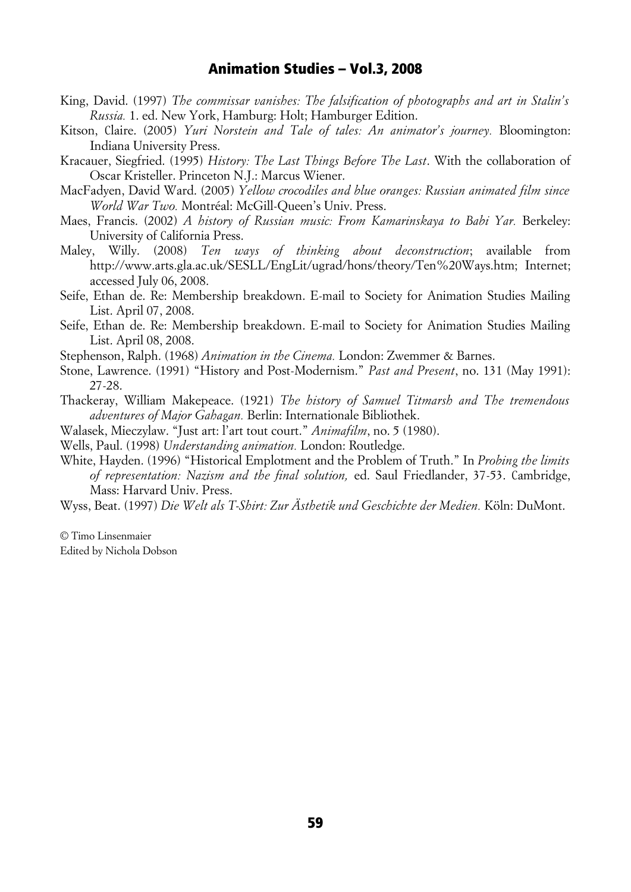King, David. (1997) *The commissar vanishes: The falsification of photographs and art in Stalin's Russia.* 1. ed. New York, Hamburg: Holt; Hamburger Edition.

Kitson, Claire. (2005) *Yuri Norstein and Tale of tales: An animator's journey.* Bloomington: Indiana University Press.

Kracauer, Siegfried. (1995) *History: The Last Things Before The Last*. With the collaboration of Oscar Kristeller. Princeton N.J.: Marcus Wiener.

MacFadyen, David Ward. (2005) *Yellow crocodiles and blue oranges: Russian animated film since World War Two.* Montréal: McGill-Queen's Univ. Press.

Maes, Francis. (2002) *A history of Russian music: From Kamarinskaya to Babi Yar.* Berkeley: University of California Press.

Maley, Willy. (2008) *Ten ways of thinking about deconstruction*; available from http://www.arts.gla.ac.uk/SESLL/EngLit/ugrad/hons/theory/Ten%20Ways.htm; Internet; accessed July 06, 2008.

Seife, Ethan de. Re: Membership breakdown. E-mail to Society for Animation Studies Mailing List. April 07, 2008.

Seife, Ethan de. Re: Membership breakdown. E-mail to Society for Animation Studies Mailing List. April 08, 2008.

Stephenson, Ralph. (1968) *Animation in the Cinema.* London: Zwemmer & Barnes.

Stone, Lawrence. (1991) "History and Post-Modernism." *Past and Present*, no. 131 (May 1991): 27-28.

Thackeray, William Makepeace. (1921) *The history of Samuel Titmarsh and The tremendous adventures of Major Gahagan.* Berlin: Internationale Bibliothek.

Walasek, Mieczylaw. "Just art: l'art tout court." *Animafilm*, no. 5 (1980).

Wells, Paul. (1998) *Understanding animation.* London: Routledge.

White, Hayden. (1996) "Historical Emplotment and the Problem of Truth." In *Probing the limits of representation: Nazism and the final solution,* ed. Saul Friedlander, 37-53. Cambridge, Mass: Harvard Univ. Press.

Wyss, Beat. (1997) *Die Welt als T-Shirt: Zur Ästhetik und Geschichte der Medien.* Köln: DuMont.

© Timo Linsenmaier
Edited by Nichola Dobson